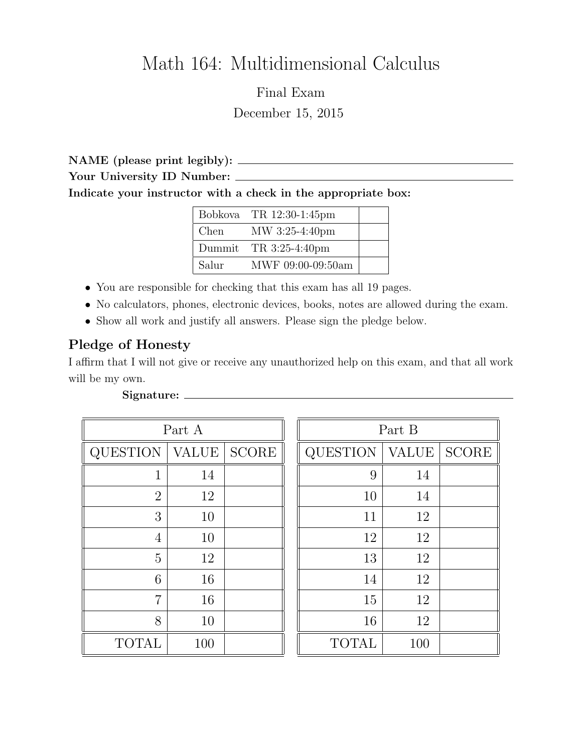# Math 164: Multidimensional Calculus

Final Exam

December 15, 2015

**NAME (please print legibly):** \_\_\_\_\_\_\_\_\_\_\_\_\_\_\_\_\_\_\_\_\_\_\_\_\_\_\_\_\_\_

**Your University ID Number:** \_\_\_\_\_\_\_\_\_\_\_\_\_\_\_\_\_\_\_\_\_\_\_\_\_\_\_\_\_\_

**Indicate your instructor with a check in the appropriate box:**

| Instructor | Time | |
|---|---|---|
| Bobkova | TR 12:30-1:45pm | |
| Chen | MW 3:25-4:40pm | |
| Dummit | TR 3:25-4:40pm | |
| Salur | MWF 09:00-09:50am | |

- You are responsible for checking that this exam has all 19 pages.
- No calculators, phones, electronic devices, books, notes are allowed during the exam.
- Show all work and justify all answers. Please sign the pledge below.

## Pledge of Honesty

I affirm that I will not give or receive any unauthorized help on this exam, and that all work will be my own.

**Signature:** \_\_\_\_\_\_\_\_\_\_\_\_\_\_\_\_\_\_\_\_\_\_\_\_\_\_\_\_\_\_

| Part A | | |
|---|---|---|
| QUESTION | VALUE | SCORE |
| 1 | 14 | |
| 2 | 12 | |
| 3 | 10 | |
| 4 | 10 | |
| 5 | 12 | |
| 6 | 16 | |
| 7 | 16 | |
| 8 | 10 | |
| TOTAL | 100 | |

| Part B | | |
|---|---|---|
| QUESTION | VALUE | SCORE |
| 9 | 14 | |
| 10 | 14 | |
| 11 | 12 | |
| 12 | 12 | |
| 13 | 12 | |
| 14 | 12 | |
| 15 | 12 | |
| 16 | 12 | |
| TOTAL | 100 | |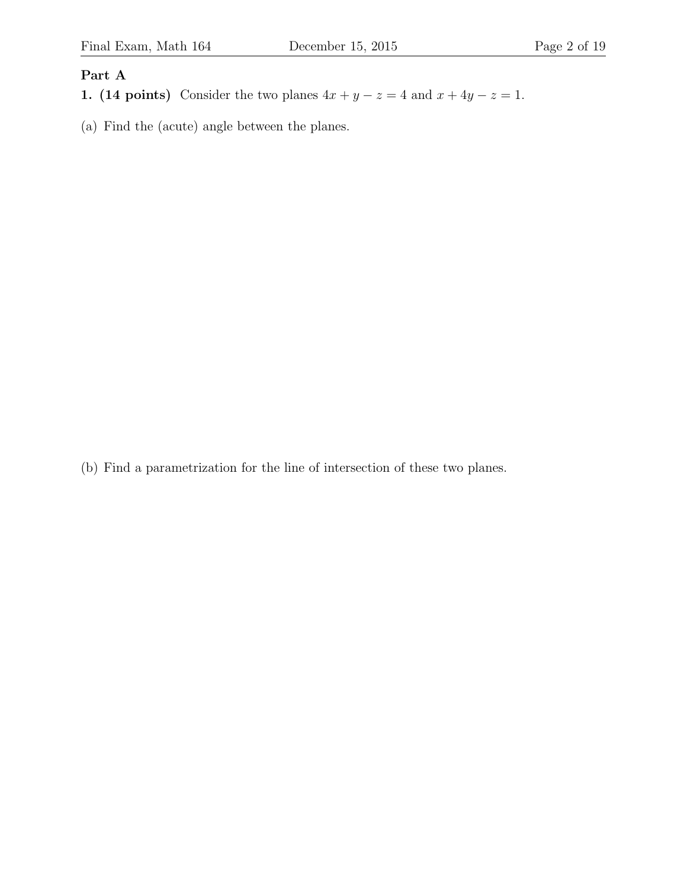## Part A

**1. (14 points)** Consider the two planes $4x + y - z = 4$ and $x + 4y - z = 1$.

(a) Find the (acute) angle between the planes.

(b) Find a parametrization for the line of intersection of these two planes.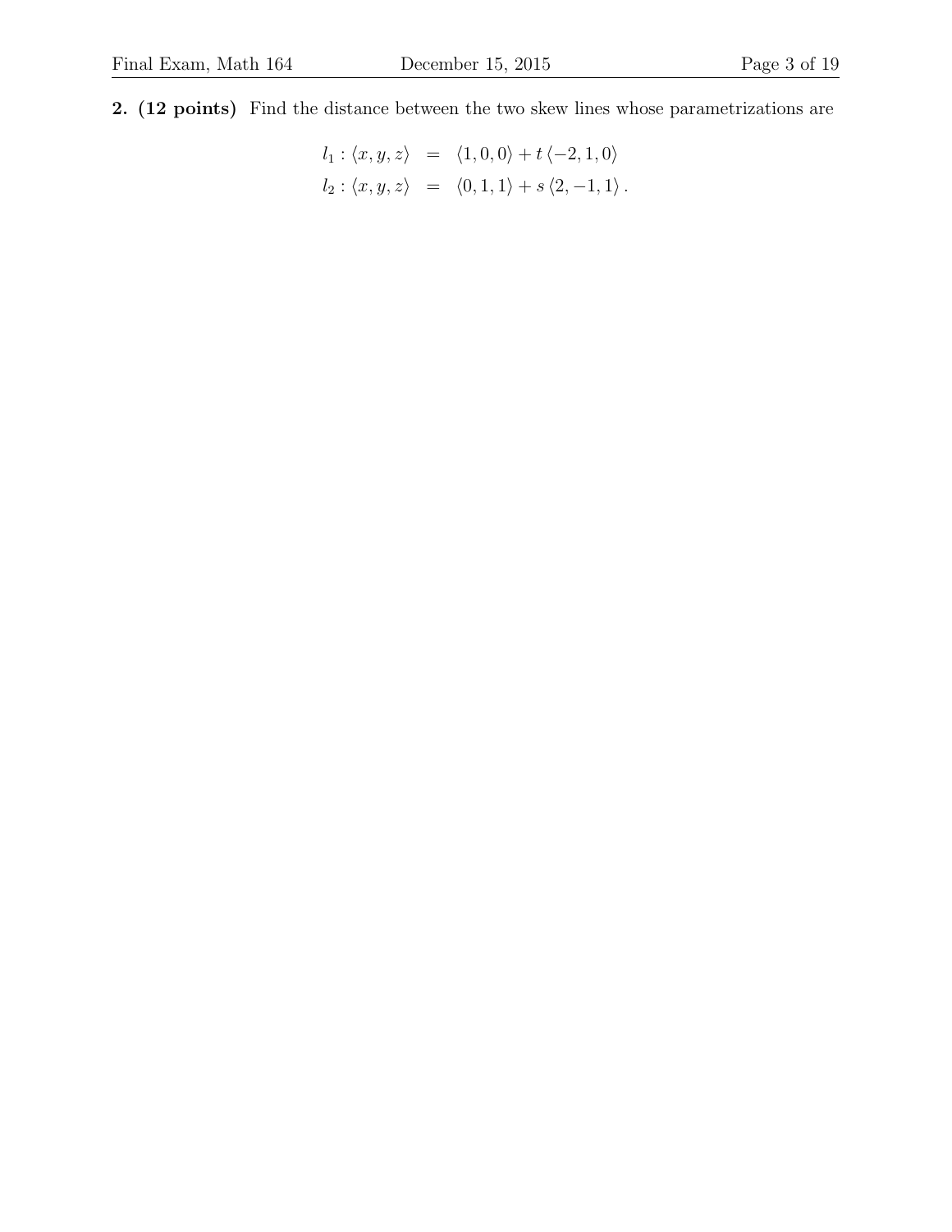**2. (12 points)** Find the distance between the two skew lines whose parametrizations are

$$
\begin{aligned}
l_1 : \langle x, y, z \rangle &= \langle 1, 0, 0 \rangle + t \langle -2, 1, 0 \rangle \\
l_2 : \langle x, y, z \rangle &= \langle 0, 1, 1 \rangle + s \langle 2, -1, 1 \rangle .
\end{aligned}
$$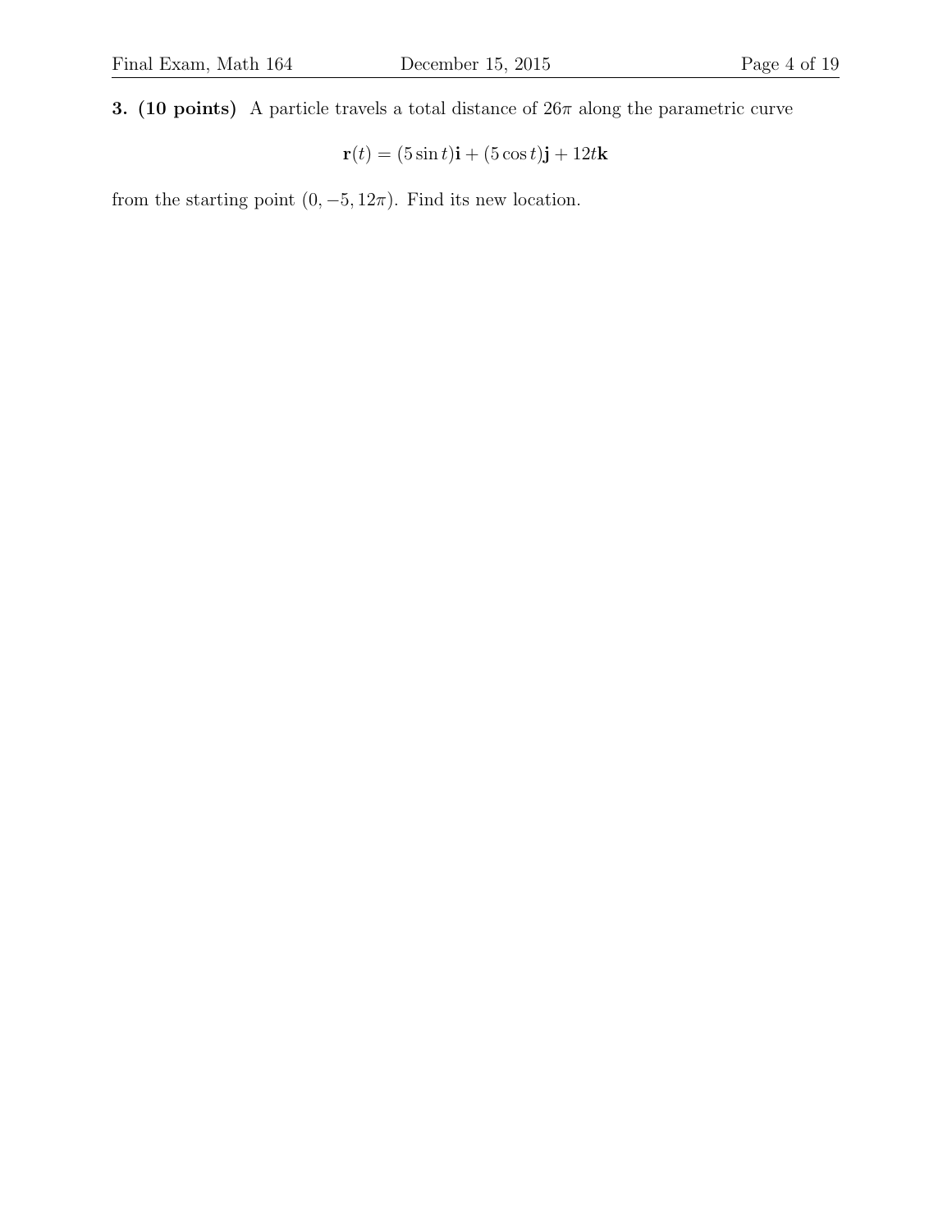**3. (10 points)** A particle travels a total distance of $26\pi$ along the parametric curve

$$\mathbf{r}(t) = (5\sin t)\mathbf{i} + (5\cos t)\mathbf{j} + 12t\mathbf{k}$$

from the starting point $(0, -5, 12\pi)$. Find its new location.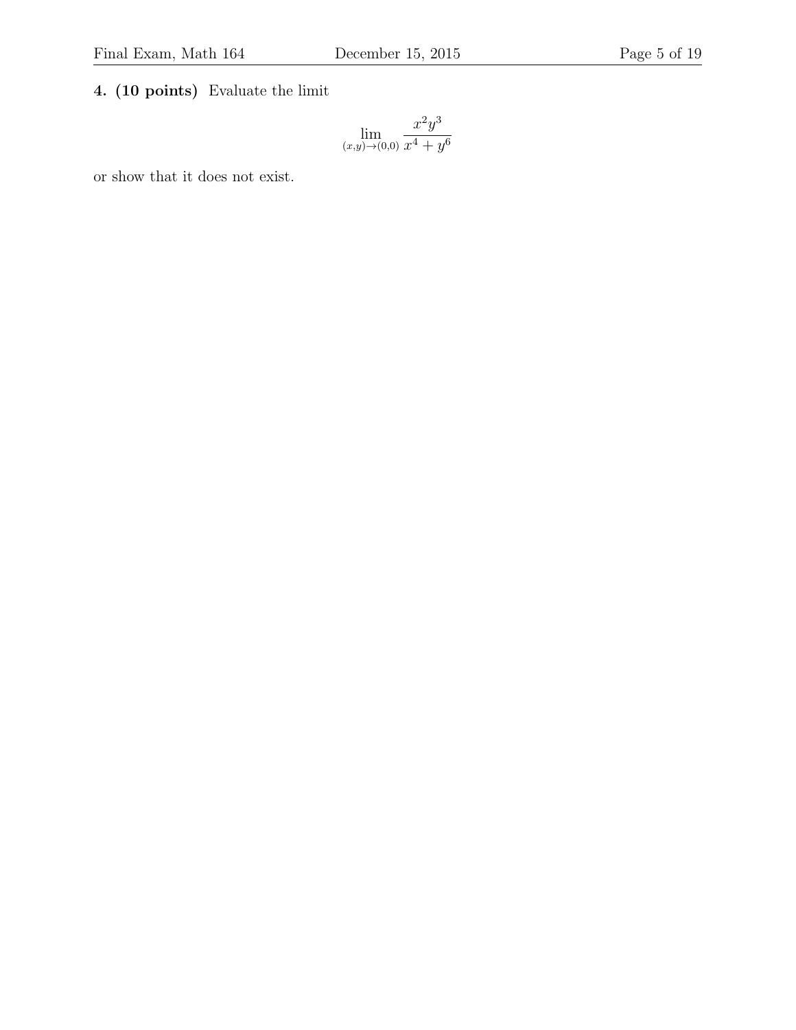**4. (10 points)** Evaluate the limit

$$\lim_{(x,y)\to(0,0)} \frac{x^2y^3}{x^4+y^6}$$

or show that it does not exist.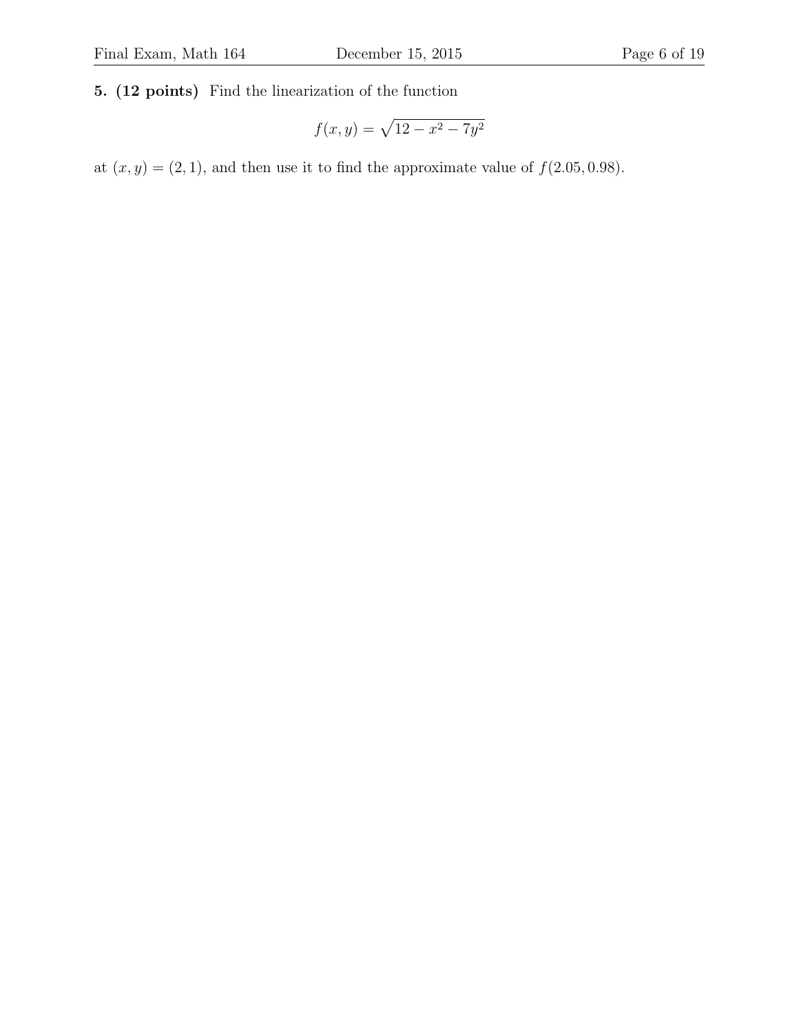**5. (12 points)** Find the linearization of the function

$$f(x, y) = \sqrt{12 - x^2 - 7y^2}$$

at $(x, y) = (2, 1)$, and then use it to find the approximate value of $f(2.05, 0.98)$.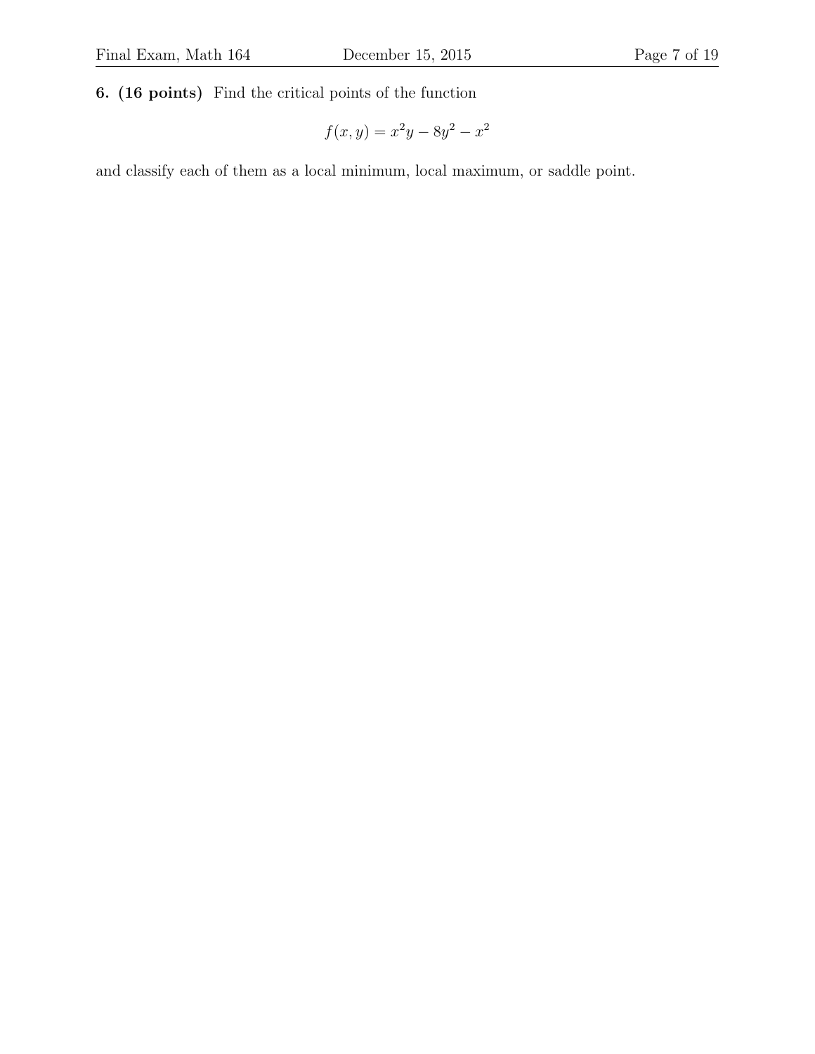**6. (16 points)** Find the critical points of the function

$$f(x, y) = x^2y - 8y^2 - x^2$$

and classify each of them as a local minimum, local maximum, or saddle point.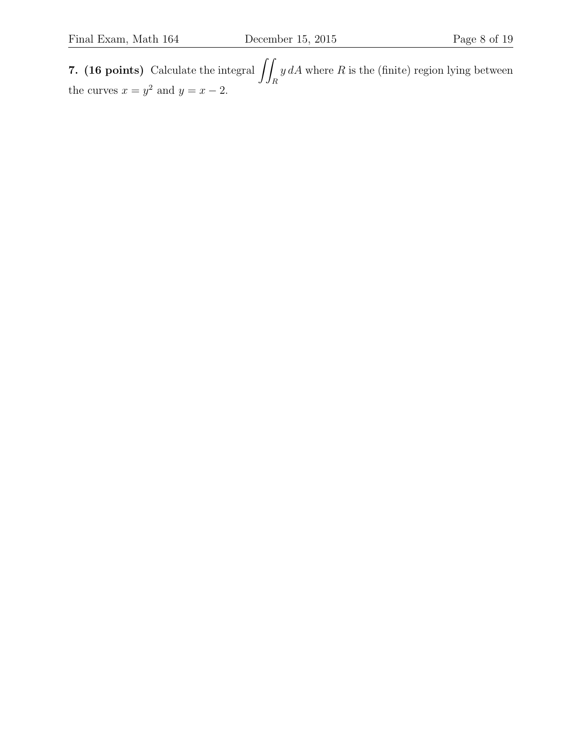**7. (16 points)** Calculate the integral $\iint_R y \, dA$ where $R$ is the (finite) region lying between the curves $x = y^2$ and $y = x - 2$.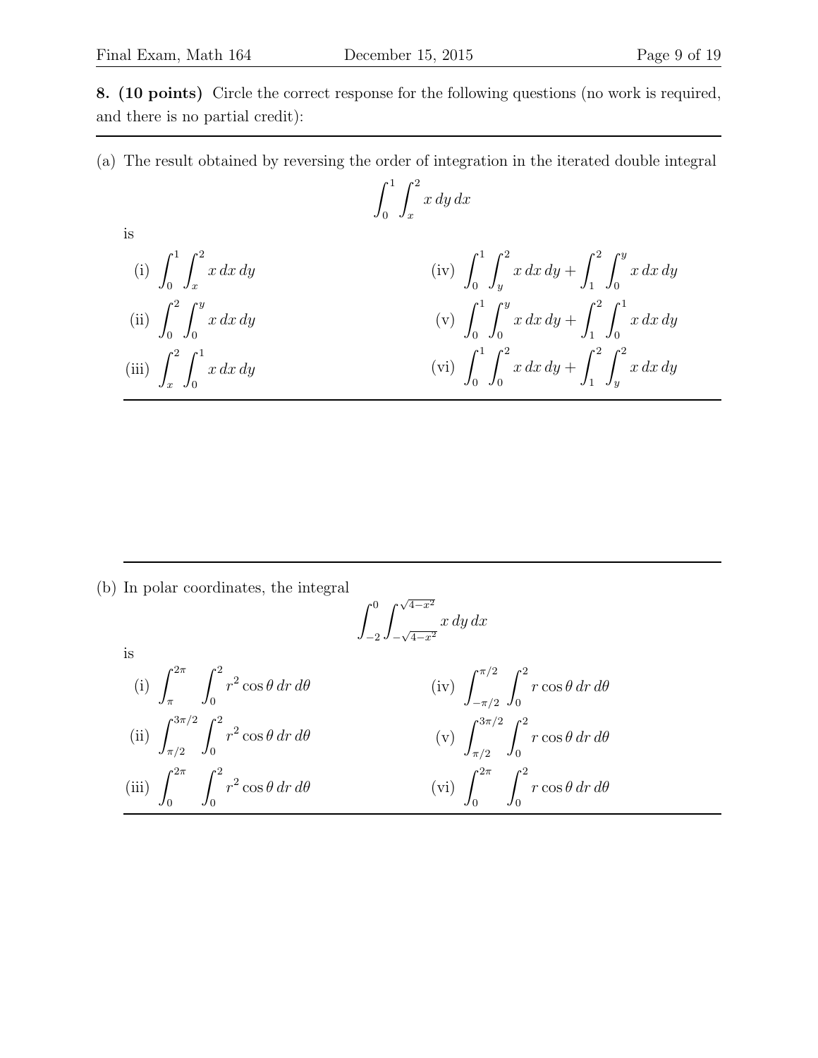**8. (10 points)** Circle the correct response for the following questions (no work is required, and there is no partial credit):

(a) The result obtained by reversing the order of integration in the iterated double integral

$$\int_0^1 \int_x^2 x\,dy\,dx$$

is

(i) $\displaystyle\int_0^1 \int_x^2 x\,dx\,dy$

(ii) $\displaystyle\int_0^2 \int_0^y x\,dx\,dy$

(iii) $\displaystyle\int_x^2 \int_0^1 x\,dx\,dy$

(iv) $\displaystyle\int_0^1 \int_y^2 x\,dx\,dy + \int_1^2 \int_0^y x\,dx\,dy$

(v) $\displaystyle\int_0^1 \int_0^y x\,dx\,dy + \int_1^2 \int_0^1 x\,dx\,dy$

(vi) $\displaystyle\int_0^1 \int_0^2 x\,dx\,dy + \int_1^2 \int_y^2 x\,dx\,dy$

(b) In polar coordinates, the integral

$$\int_{-2}^0 \int_{-\sqrt{4-x^2}}^{\sqrt{4-x^2}} x\,dy\,dx$$

is

(i) $\displaystyle\int_{\pi}^{2\pi} \int_0^2 r^2\cos\theta\,dr\,d\theta$

(ii) $\displaystyle\int_{\pi/2}^{3\pi/2} \int_0^2 r^2\cos\theta\,dr\,d\theta$

(iii) $\displaystyle\int_0^{2\pi} \int_0^2 r^2\cos\theta\,dr\,d\theta$

(iv) $\displaystyle\int_{-\pi/2}^{\pi/2} \int_0^2 r\cos\theta\,dr\,d\theta$

(v) $\displaystyle\int_{\pi/2}^{3\pi/2} \int_0^2 r\cos\theta\,dr\,d\theta$

(vi) $\displaystyle\int_0^{2\pi} \int_0^2 r\cos\theta\,dr\,d\theta$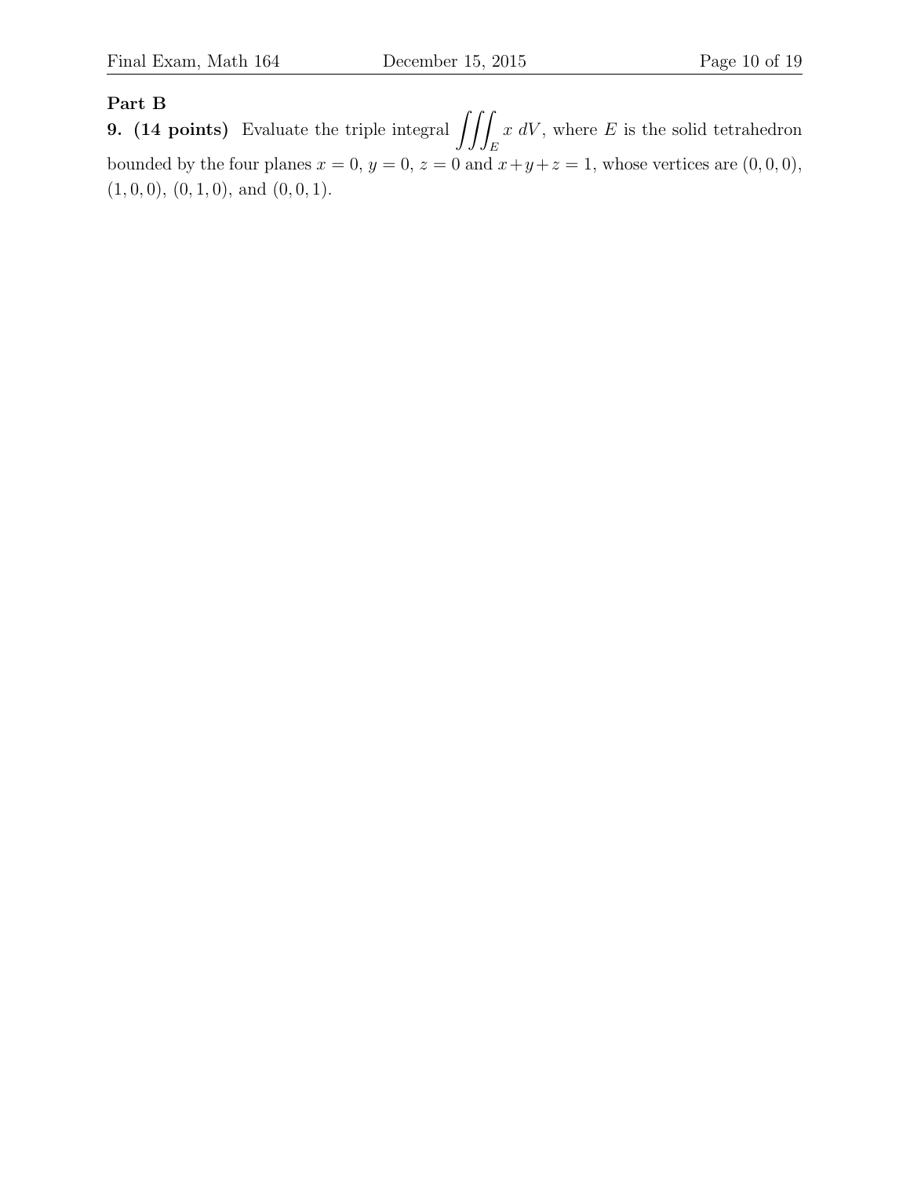**Part B**

**9. (14 points)** Evaluate the triple integral $\iiint_E x \, dV$, where $E$ is the solid tetrahedron bounded by the four planes $x = 0$, $y = 0$, $z = 0$ and $x + y + z = 1$, whose vertices are $(0, 0, 0)$, $(1, 0, 0)$, $(0, 1, 0)$, and $(0, 0, 1)$.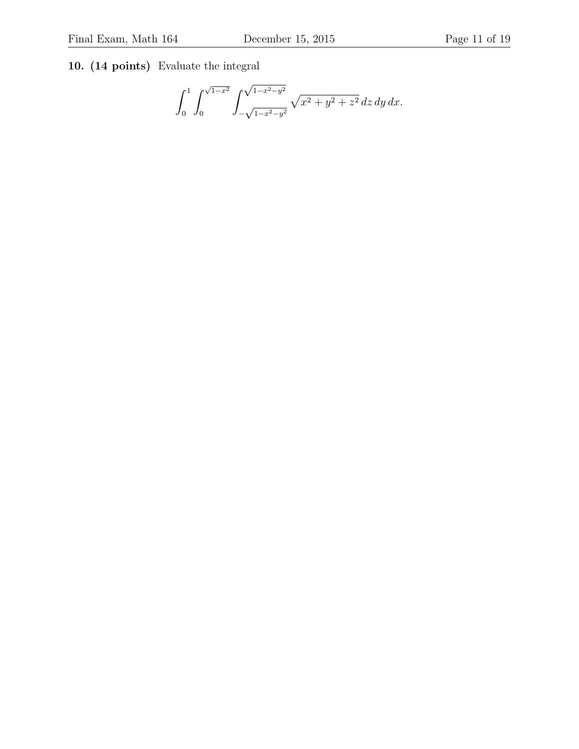**10. (14 points)** Evaluate the integral

$$\int_0^1 \int_0^{\sqrt{1-x^2}} \int_{-\sqrt{1-x^2-y^2}}^{\sqrt{1-x^2-y^2}} \sqrt{x^2+y^2+z^2}\, dz\, dy\, dx.$$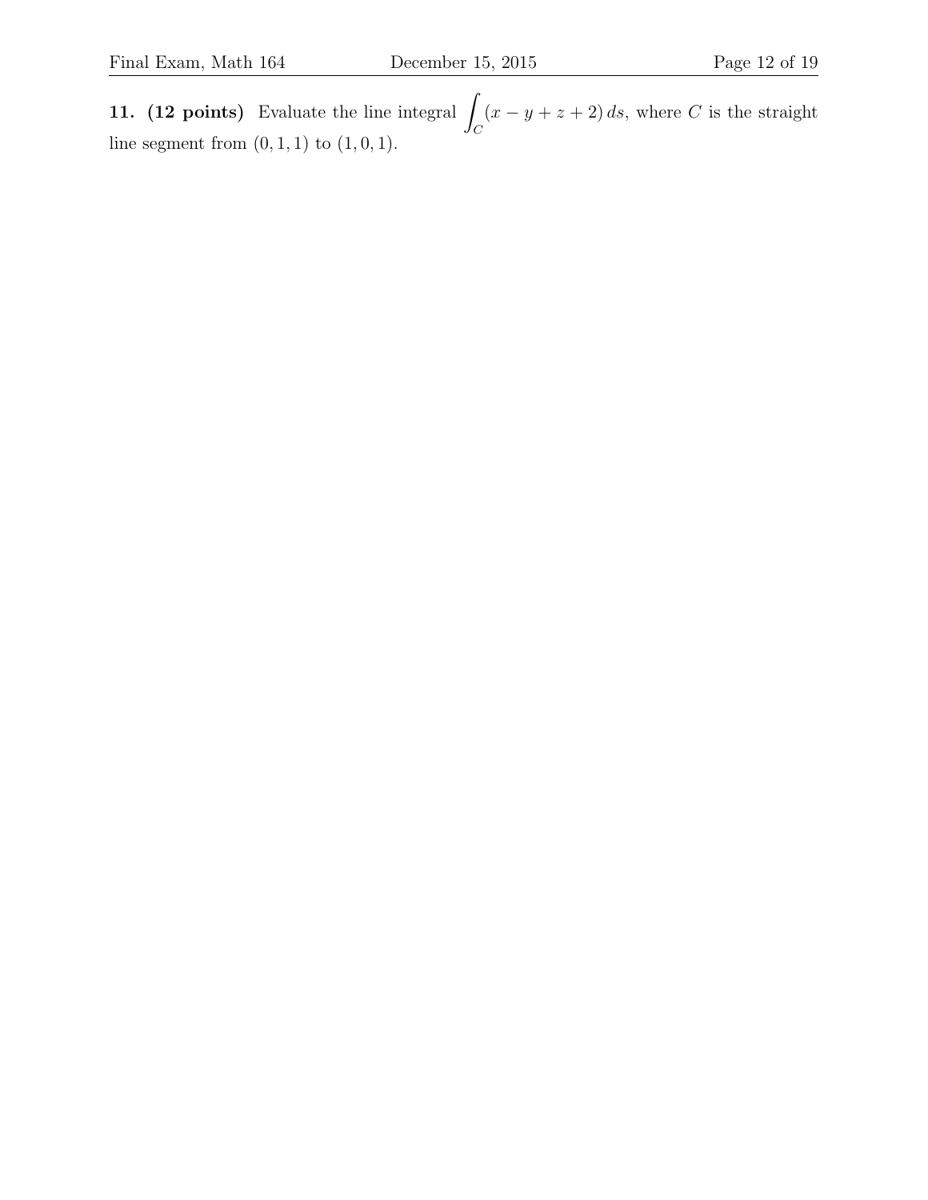**11. (12 points)** Evaluate the line integral $\int_C (x - y + z + 2)\, ds$, where $C$ is the straight line segment from $(0, 1, 1)$ to $(1, 0, 1)$.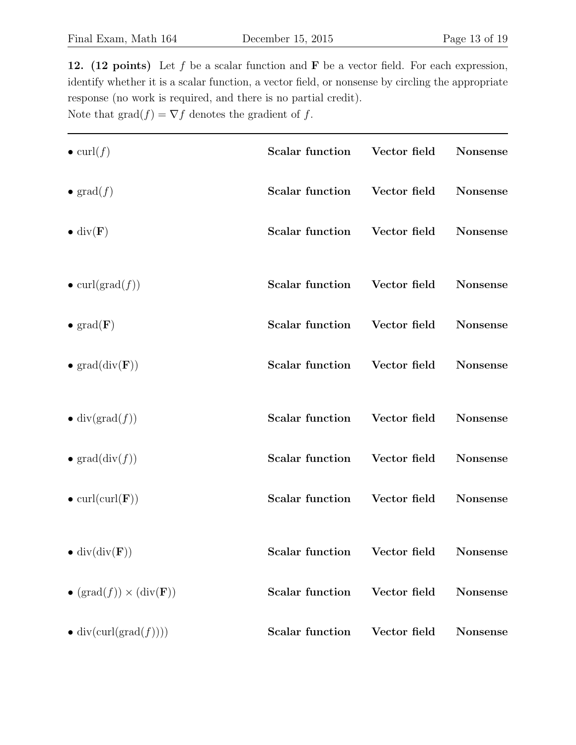**12. (12 points)** Let $f$ be a scalar function and $\mathbf{F}$ be a vector field. For each expression, identify whether it is a scalar function, a vector field, or nonsense by circling the appropriate response (no work is required, and there is no partial credit).
Note that $\text{grad}(f) = \nabla f$ denotes the gradient of $f$.

---

- $\text{curl}(f)$ **Scalar function** **Vector field** **Nonsense**

- $\text{grad}(f)$ **Scalar function** **Vector field** **Nonsense**

- $\text{div}(\mathbf{F})$ **Scalar function** **Vector field** **Nonsense**

- $\text{curl}(\text{grad}(f))$ **Scalar function** **Vector field** **Nonsense**

- $\text{grad}(\mathbf{F})$ **Scalar function** **Vector field** **Nonsense**

- $\text{grad}(\text{div}(\mathbf{F}))$ **Scalar function** **Vector field** **Nonsense**

- $\text{div}(\text{grad}(f))$ **Scalar function** **Vector field** **Nonsense**

- $\text{grad}(\text{div}(f))$ **Scalar function** **Vector field** **Nonsense**

- $\text{curl}(\text{curl}(\mathbf{F}))$ **Scalar function** **Vector field** **Nonsense**

- $\text{div}(\text{div}(\mathbf{F}))$ **Scalar function** **Vector field** **Nonsense**

- $(\text{grad}(f)) \times (\text{div}(\mathbf{F}))$ **Scalar function** **Vector field** **Nonsense**

- $\text{div}(\text{curl}(\text{grad}(f))))$ **Scalar function** **Vector field** **Nonsense**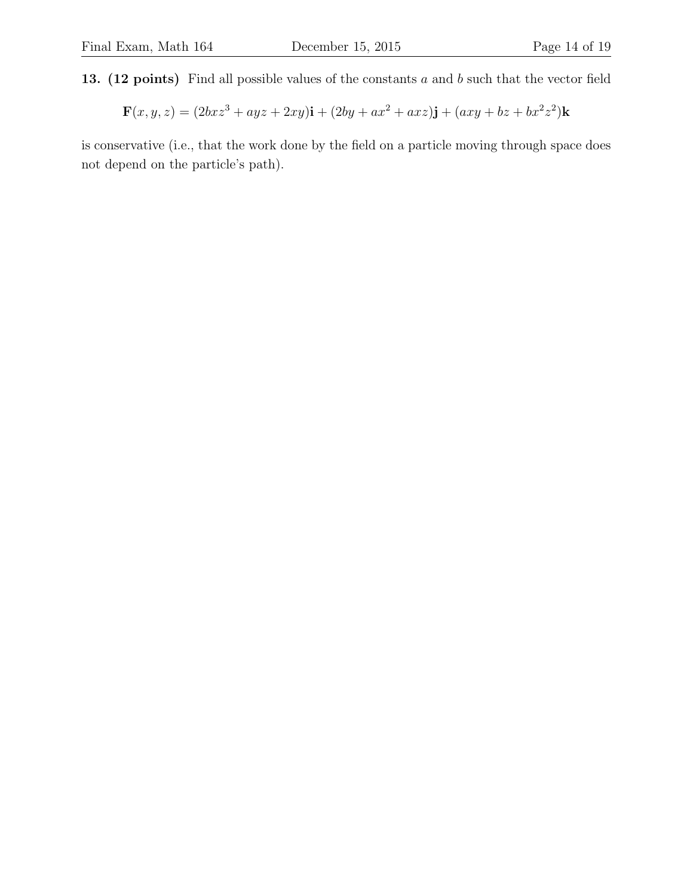**13. (12 points)** Find all possible values of the constants $a$ and $b$ such that the vector field

$$\mathbf{F}(x, y, z) = (2bxz^3 + ayz + 2xy)\mathbf{i} + (2by + ax^2 + axz)\mathbf{j} + (axy + bz + bx^2z^2)\mathbf{k}$$

is conservative (i.e., that the work done by the field on a particle moving through space does not depend on the particle's path).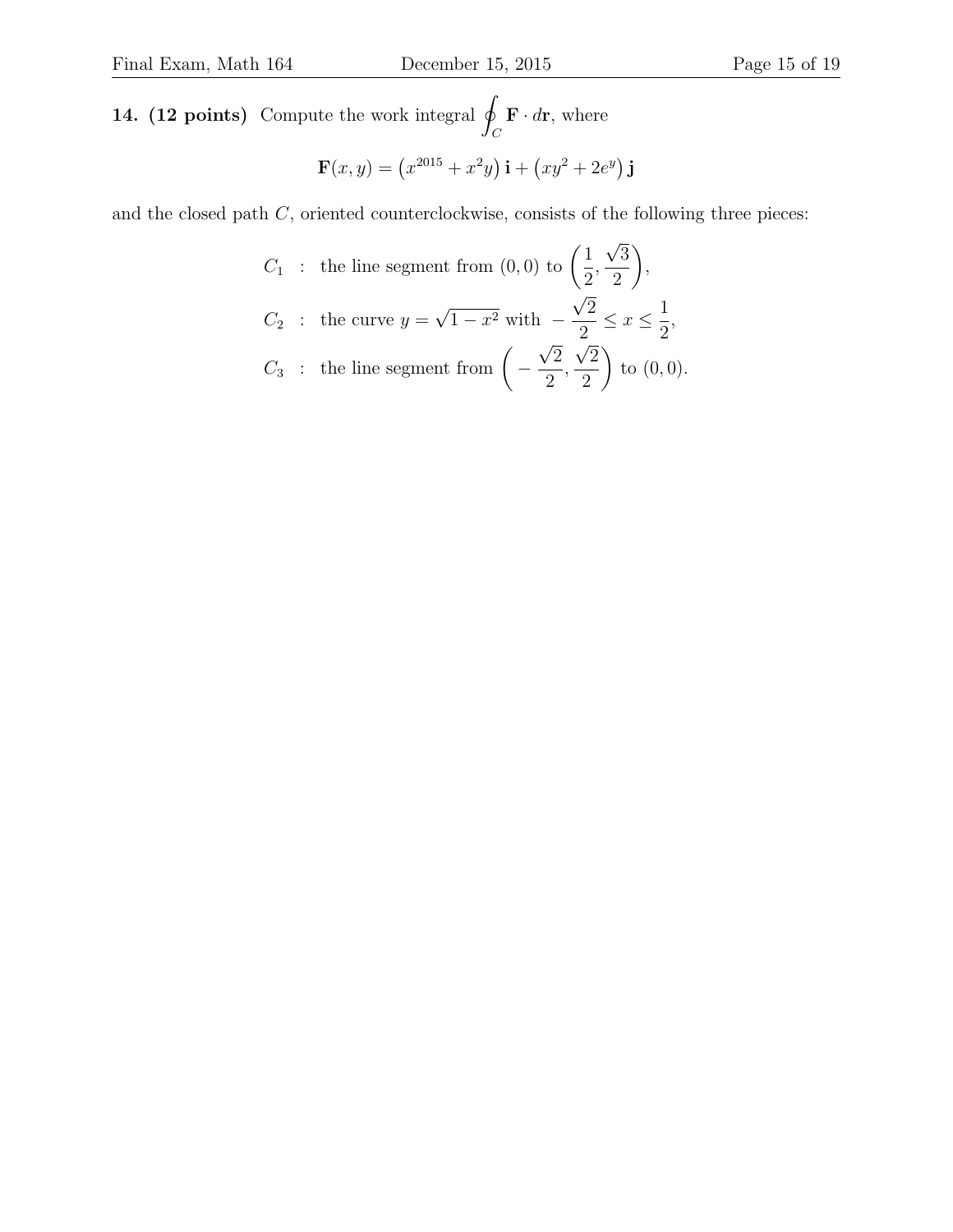**14. (12 points)** Compute the work integral $\oint_C \mathbf{F} \cdot d\mathbf{r}$, where

$$\mathbf{F}(x, y) = \left(x^{2015} + x^2 y\right) \mathbf{i} + \left(xy^2 + 2e^y\right) \mathbf{j}$$

and the closed path $C$, oriented counterclockwise, consists of the following three pieces:

$$C_1 \; : \; \text{the line segment from } (0,0) \text{ to } \left(\frac{1}{2}, \frac{\sqrt{3}}{2}\right),$$

$$C_2 \; : \; \text{the curve } y = \sqrt{1 - x^2} \text{ with } -\frac{\sqrt{2}}{2} \leq x \leq \frac{1}{2},$$

$$C_3 \; : \; \text{the line segment from } \left(-\frac{\sqrt{2}}{2}, \frac{\sqrt{2}}{2}\right) \text{ to } (0,0).$$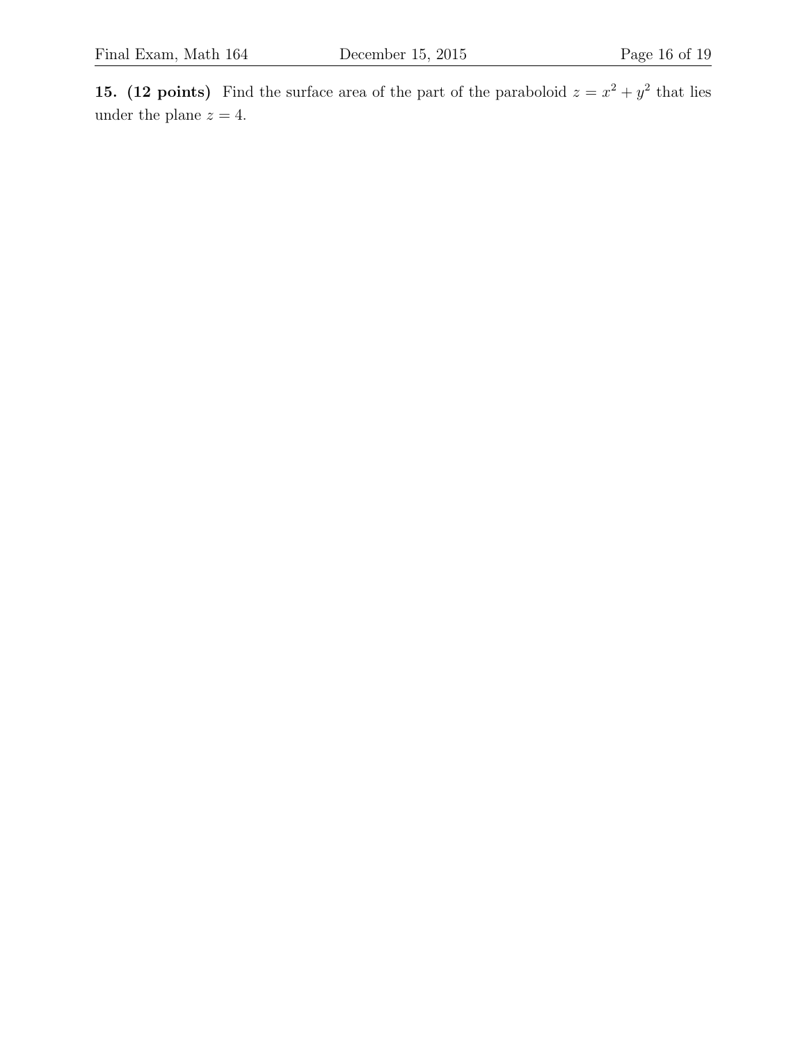**15. (12 points)** Find the surface area of the part of the paraboloid $z = x^2 + y^2$ that lies under the plane $z = 4$.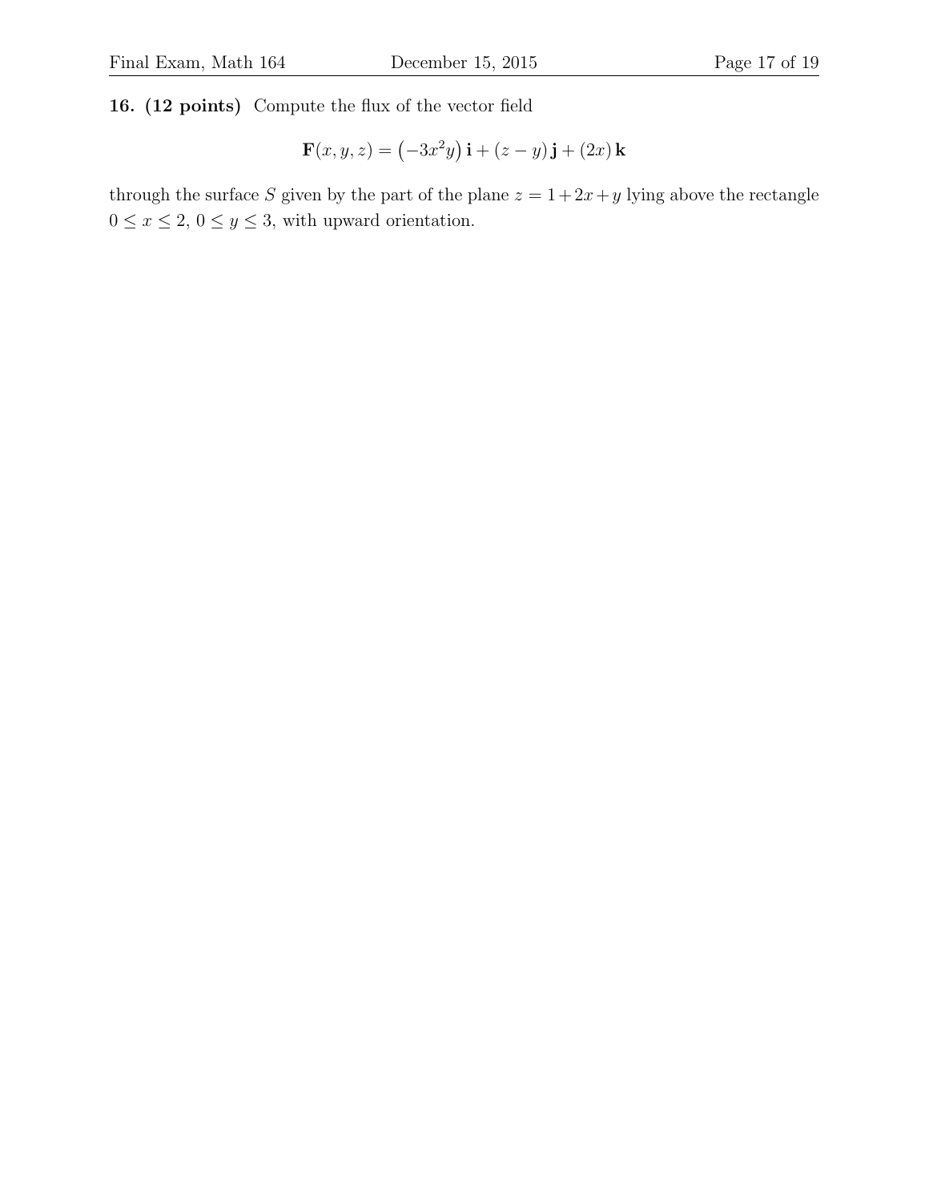**16. (12 points)** Compute the flux of the vector field

$$\mathbf{F}(x, y, z) = \left(-3x^2y\right)\mathbf{i} + (z - y)\,\mathbf{j} + (2x)\,\mathbf{k}$$

through the surface $S$ given by the part of the plane $z = 1 + 2x + y$ lying above the rectangle $0 \leq x \leq 2$, $0 \leq y \leq 3$, with upward orientation.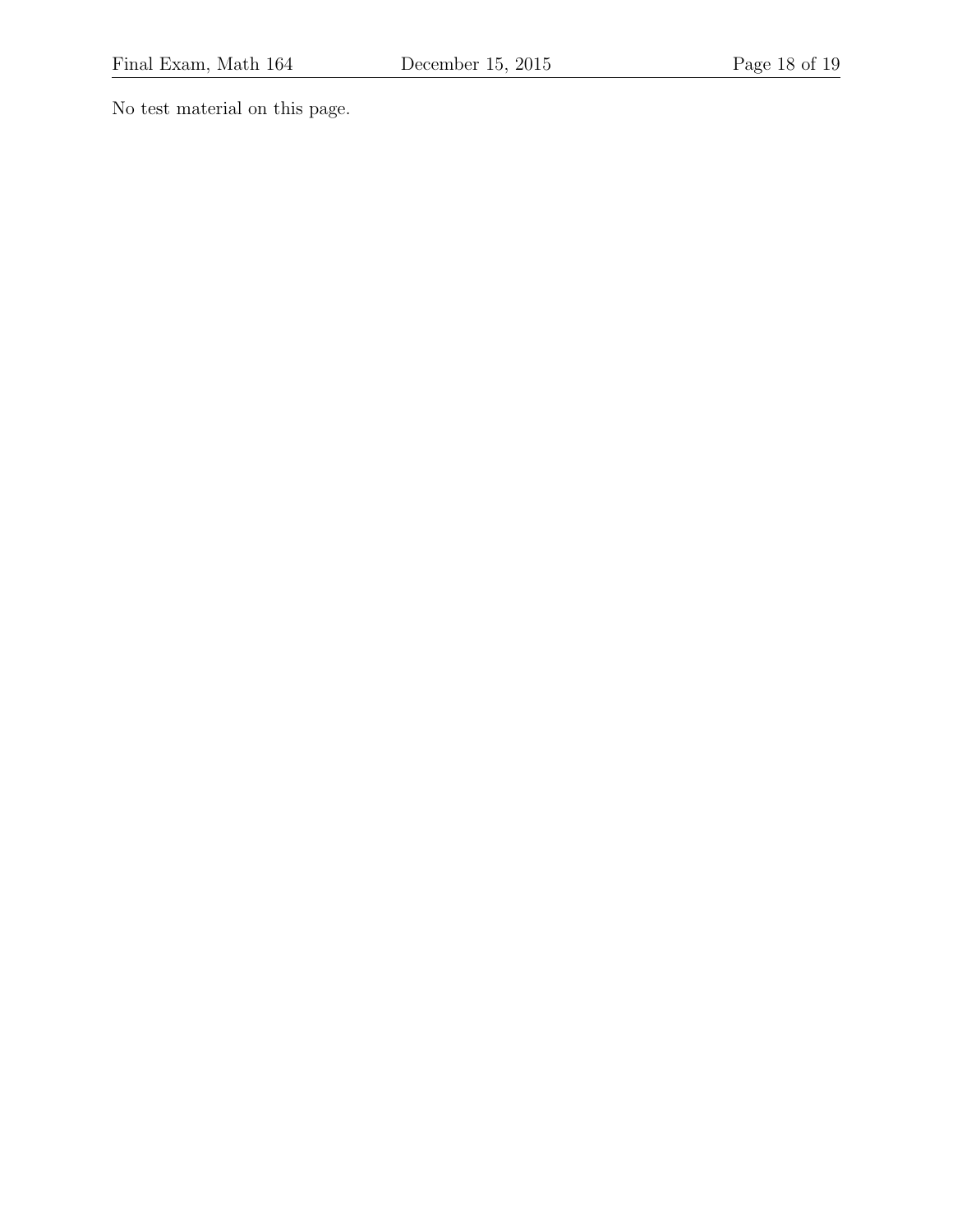No test material on this page.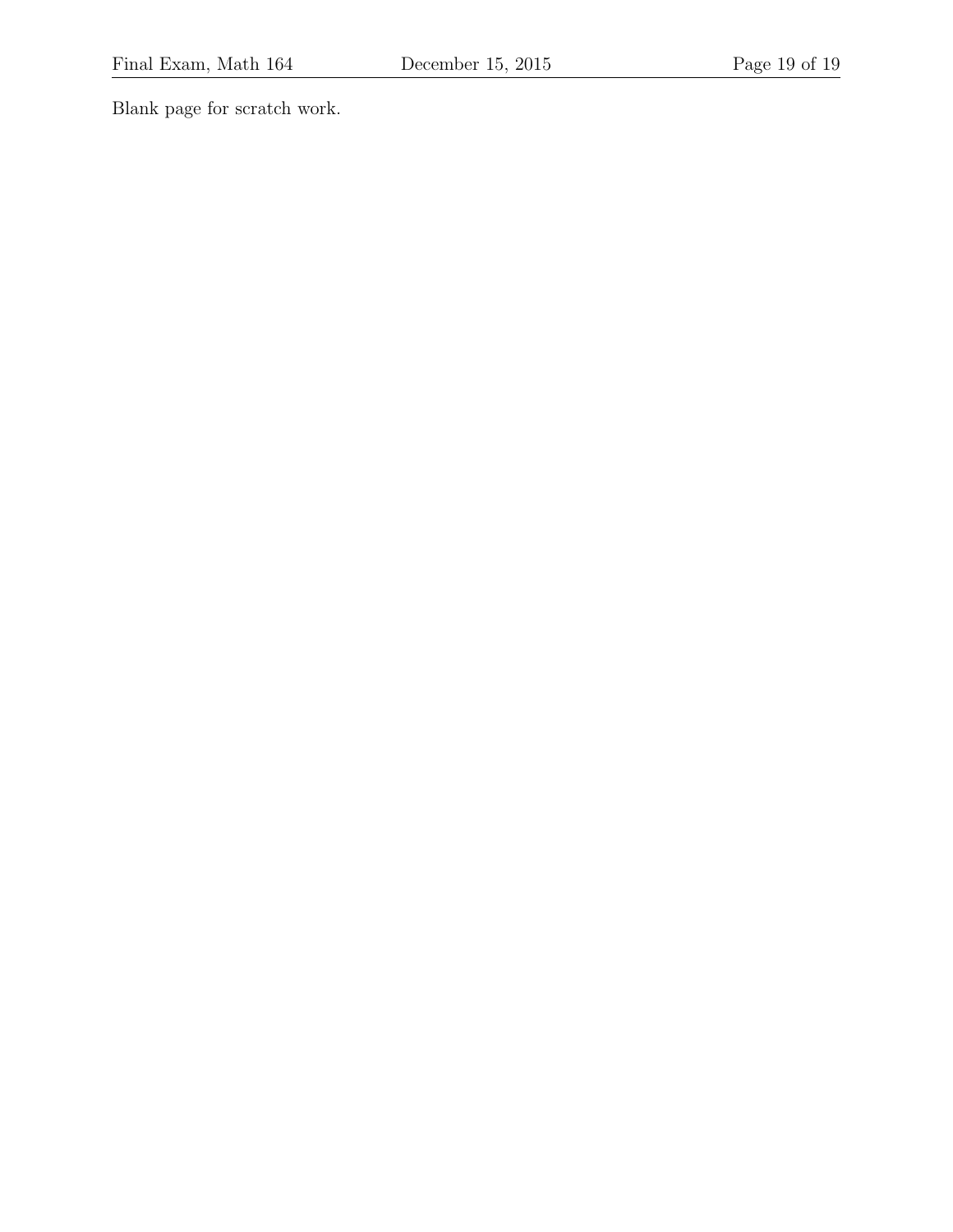Blank page for scratch work.